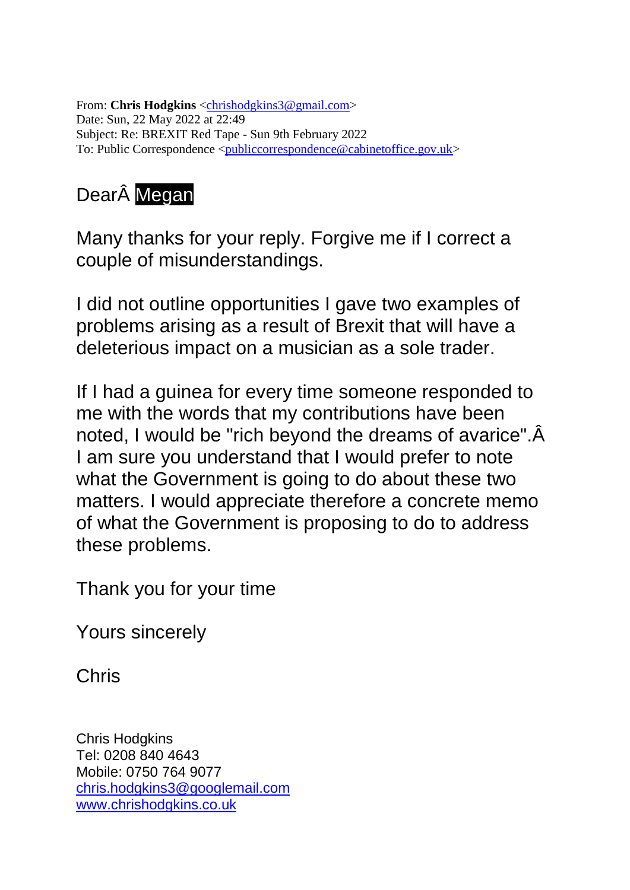From: **Chris Hodgkins** <chrishodgkins3@gmail.com>
Date: Sun, 22 May 2022 at 22:49
Subject: Re: BREXIT Red Tape - Sun 9th February 2022
To: Public Correspondence <publiccorrespondence@cabinetoffice.gov.uk>

DearÂ Megan

Many thanks for your reply. Forgive me if I correct a couple of misunderstandings.

I did not outline opportunities I gave two examples of problems arising as a result of Brexit that will have a deleterious impact on a musician as a sole trader.

If I had a guinea for every time someone responded to me with the words that my contributions have been noted, I would be "rich beyond the dreams of avarice".Â I am sure you understand that I would prefer to note what the Government is going to do about these two matters. I would appreciate therefore a concrete memo of what the Government is proposing to do to address these problems.

Thank you for your time

Yours sincerely

Chris

Chris Hodgkins
Tel: 0208 840 4643
Mobile: 0750 764 9077
chris.hodgkins3@googlemail.com
www.chrishodgkins.co.uk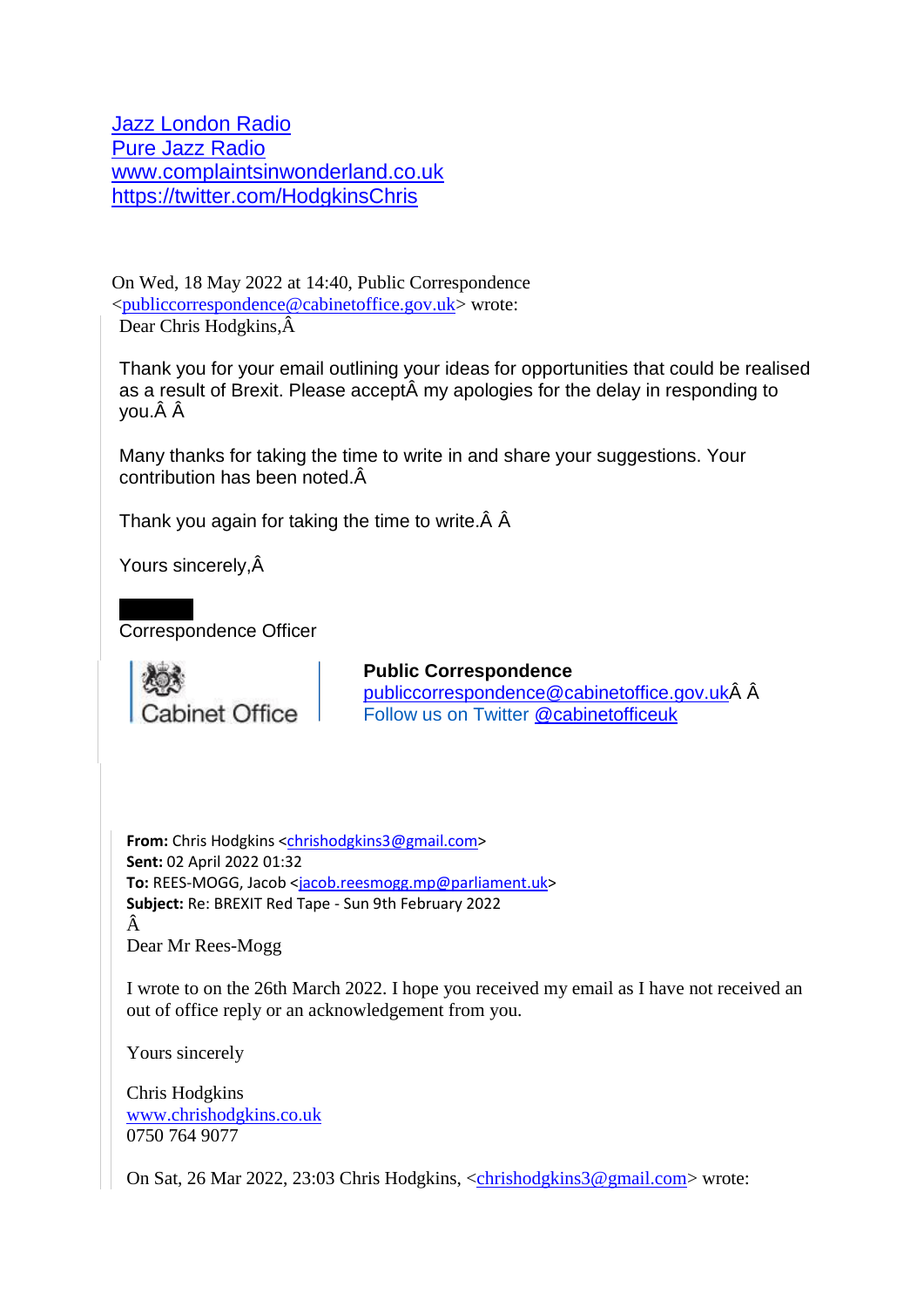[Jazz London Radio](#)
[Pure Jazz Radio](#)
[www.complaintsinwonderland.co.uk](http://www.complaintsinwonderland.co.uk)
[https://twitter.com/HodgkinsChris](https://twitter.com/HodgkinsChris)

On Wed, 18 May 2022 at 14:40, Public Correspondence <publiccorrespondence@cabinetoffice.gov.uk> wrote:

Dear Chris Hodgkins,Â

Thank you for your email outlining your ideas for opportunities that could be realised as a result of Brexit. Please acceptÂ my apologies for the delay in responding to you.Â Â

Many thanks for taking the time to write in and share your suggestions. Your contribution has been noted.Â

Thank you again for taking the time to write.Â Â

Yours sincerely,Â

Correspondence Officer

Cabinet Office

**Public Correspondence**
publiccorrespondence@cabinetoffice.gov.ukÂ Â
Follow us on Twitter @cabinetofficeuk

**From:** Chris Hodgkins <chrishodgkins3@gmail.com>
**Sent:** 02 April 2022 01:32
**To:** REES-MOGG, Jacob <jacob.reesmogg.mp@parliament.uk>
**Subject:** Re: BREXIT Red Tape - Sun 9th February 2022
Â
Dear Mr Rees-Mogg

I wrote to on the 26th March 2022. I hope you received my email as I have not received an out of office reply or an acknowledgement from you.

Yours sincerely

Chris Hodgkins
[www.chrishodgkins.co.uk](http://www.chrishodgkins.co.uk)
0750 764 9077

On Sat, 26 Mar 2022, 23:03 Chris Hodgkins, <chrishodgkins3@gmail.com> wrote: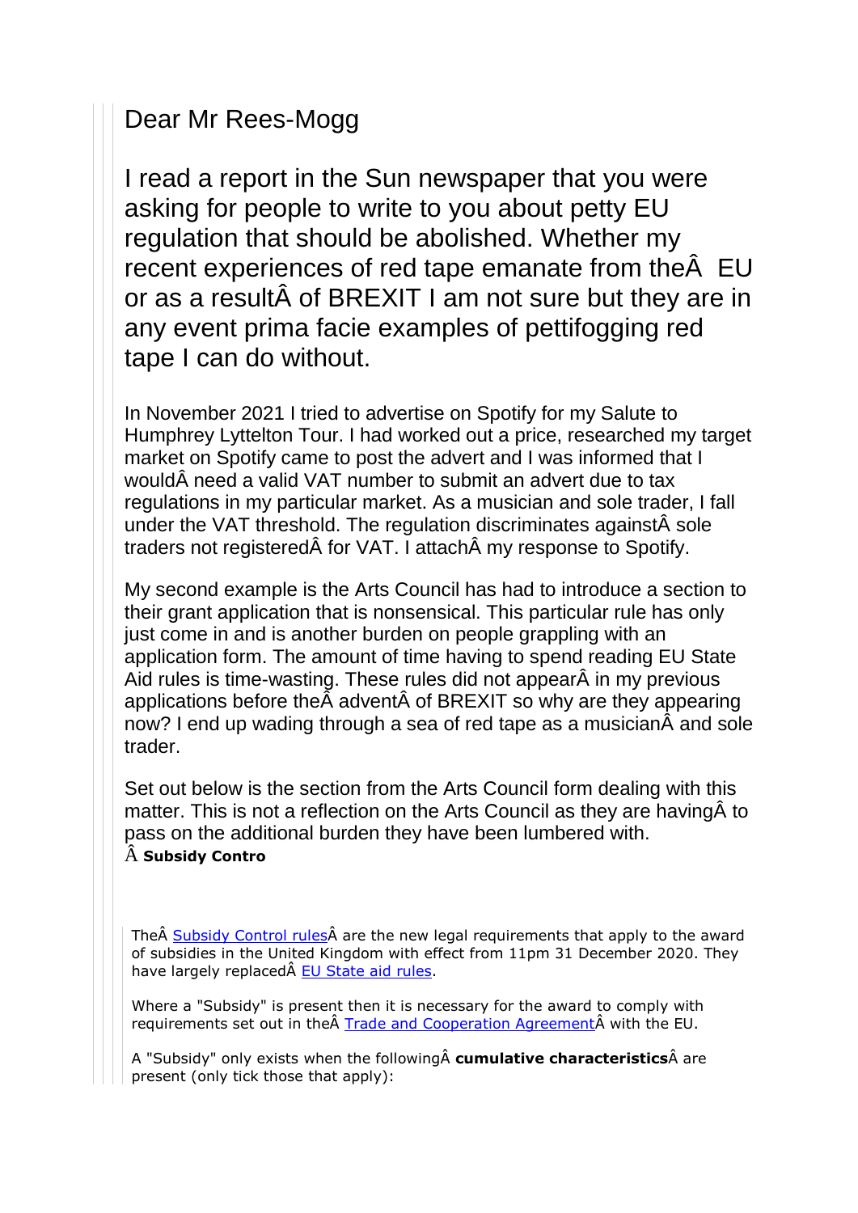Dear Mr Rees-Mogg

I read a report in the Sun newspaper that you were asking for people to write to you about petty EU regulation that should be abolished. Whether my recent experiences of red tape emanate from theÂ  EU or as a resultÂ of BREXIT I am not sure but they are in any event prima facie examples of pettifogging red tape I can do without.

In November 2021 I tried to advertise on Spotify for my Salute to Humphrey Lyttelton Tour. I had worked out a price, researched my target market on Spotify came to post the advert and I was informed that I wouldÂ need a valid VAT number to submit an advert due to tax regulations in my particular market. As a musician and sole trader, I fall under the VAT threshold. The regulation discriminates againstÂ sole traders not registeredÂ for VAT. I attachÂ my response to Spotify.

My second example is the Arts Council has had to introduce a section to their grant application that is nonsensical. This particular rule has only just come in and is another burden on people grappling with an application form. The amount of time having to spend reading EU State Aid rules is time-wasting. These rules did not appearÂ in my previous applications before theÂ adventÂ of BREXIT so why are they appearing now? I end up wading through a sea of red tape as a musicianÂ and sole trader.

Set out below is the section from the Arts Council form dealing with this matter. This is not a reflection on the Arts Council as they are havingÂ to pass on the additional burden they have been lumbered with.

Â **Subsidy Contro**

TheÂ Subsidy Control rulesÂ are the new legal requirements that apply to the award of subsidies in the United Kingdom with effect from 11pm 31 December 2020. They have largely replacedÂ EU State aid rules.

Where a "Subsidy" is present then it is necessary for the award to comply with requirements set out in theÂ Trade and Cooperation AgreementÂ with the EU.

A "Subsidy" only exists when the followingÂ **cumulative characteristics**Â are present (only tick those that apply):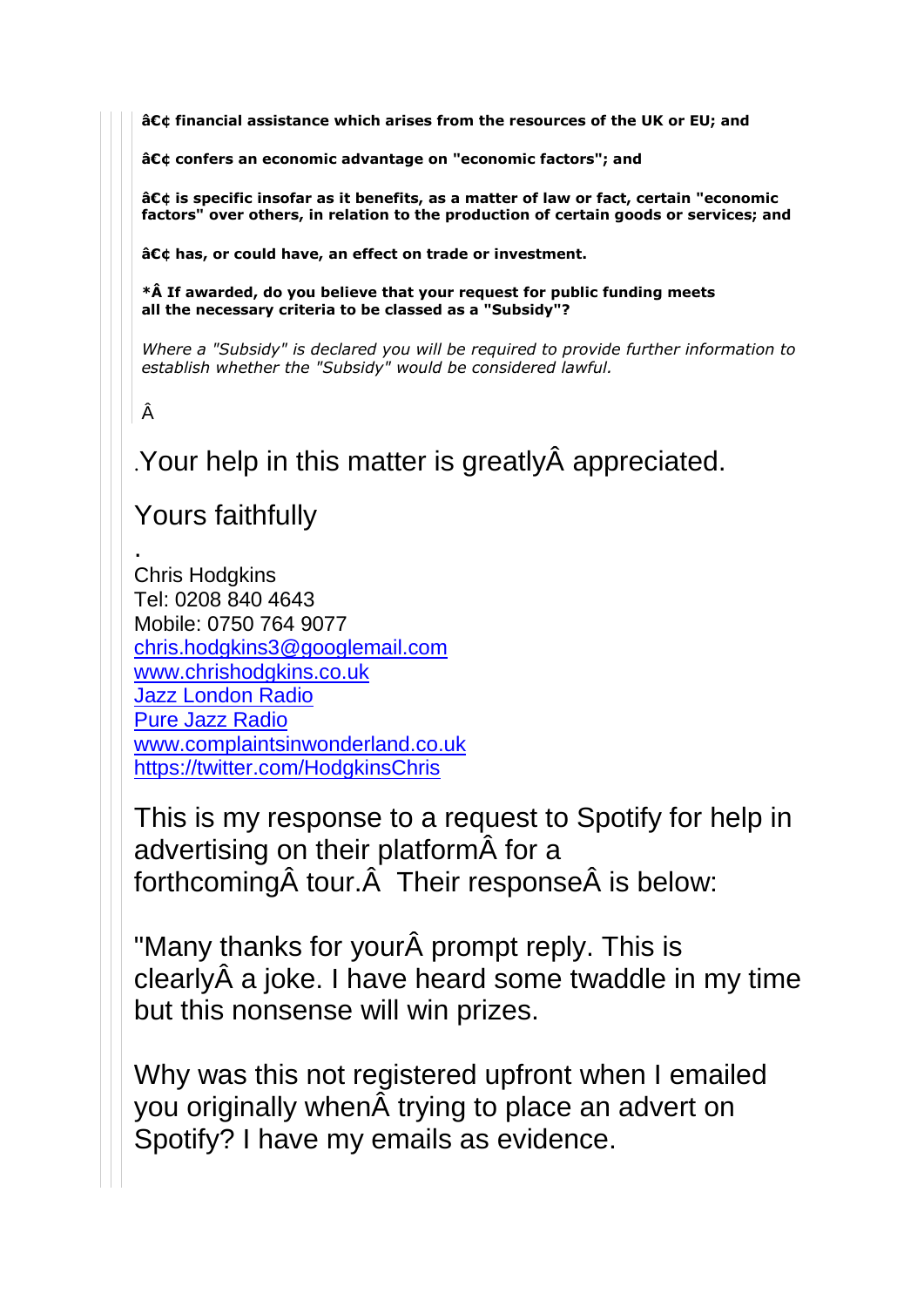**â€¢ financial assistance which arises from the resources of the UK or EU; and**

**â€¢ confers an economic advantage on "economic factors"; and**

**â€¢ is specific insofar as it benefits, as a matter of law or fact, certain "economic factors" over others, in relation to the production of certain goods or services; and**

**â€¢ has, or could have, an effect on trade or investment.**

**\*Â If awarded, do you believe that your request for public funding meets all the necessary criteria to be classed as a "Subsidy"?**

*Where a "Subsidy" is declared you will be required to provide further information to establish whether the "Subsidy" would be considered lawful.*

Â

.Your help in this matter is greatlyÂ appreciated.

Yours faithfully

.
Chris Hodgkins
Tel: 0208 840 4643
Mobile: 0750 764 9077
chris.hodgkins3@googlemail.com
www.chrishodgkins.co.uk
Jazz London Radio
Pure Jazz Radio
www.complaintsinwonderland.co.uk
https://twitter.com/HodgkinsChris

This is my response to a request to Spotify for help in advertising on their platformÂ for a forthcomingÂ tour.Â  Their responseÂ is below:

"Many thanks for yourÂ prompt reply. This is clearlyÂ a joke. I have heard some twaddle in my time but this nonsense will win prizes.

Why was this not registered upfront when I emailed you originally whenÂ trying to place an advert on Spotify? I have my emails as evidence.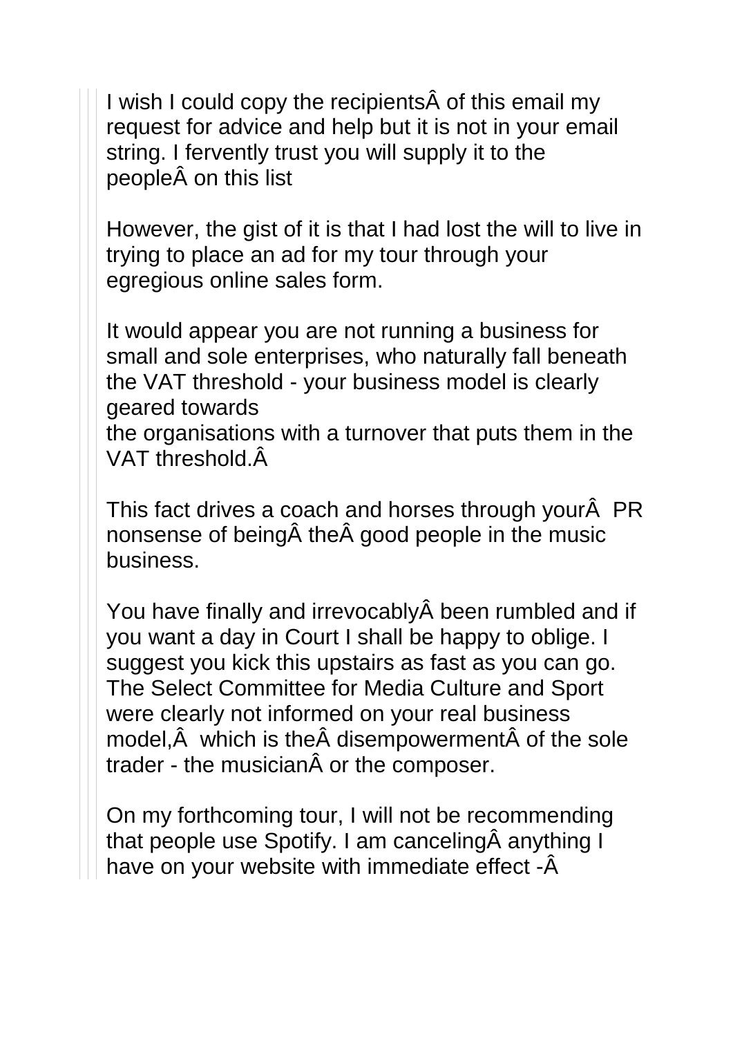I wish I could copy the recipientsÂ of this email my request for advice and help but it is not in your email string. I fervently trust you will supply it to the peopleÂ on this list

However, the gist of it is that I had lost the will to live in trying to place an ad for my tour through your egregious online sales form.

It would appear you are not running a business for small and sole enterprises, who naturally fall beneath the VAT threshold - your business model is clearly geared towards
the organisations with a turnover that puts them in the VAT threshold.Â

This fact drives a coach and horses through yourÂ  PR nonsense of beingÂ theÂ good people in the music business.

You have finally and irrevocablyÂ been rumbled and if you want a day in Court I shall be happy to oblige. I suggest you kick this upstairs as fast as you can go. The Select Committee for Media Culture and Sport were clearly not informed on your real business model,Â  which is theÂ disempowermentÂ of the sole trader - the musicianÂ or the composer.

On my forthcoming tour, I will not be recommending that people use Spotify. I am cancelingÂ anything I have on your website with immediate effect -Â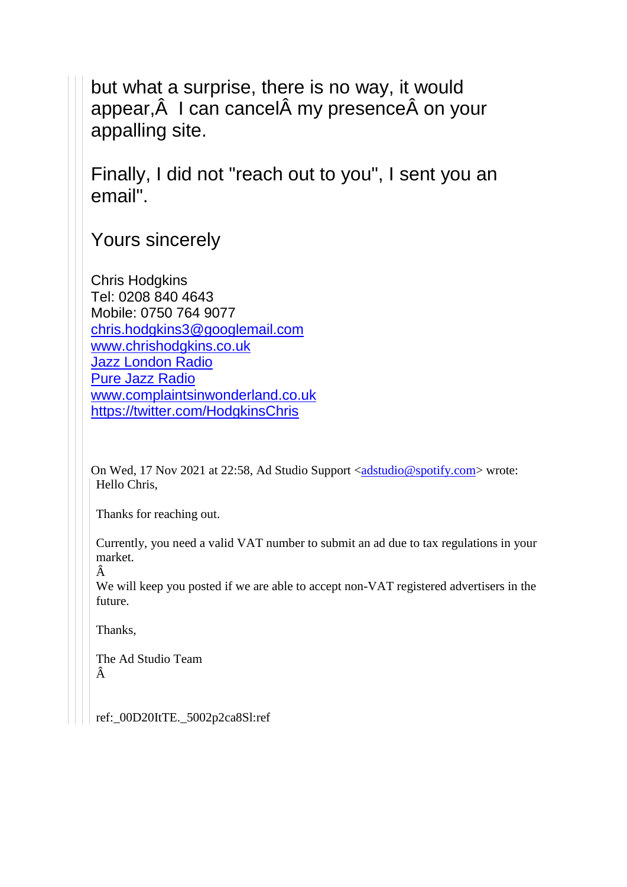but what a surprise, there is no way, it would appear,Â  I can cancelÂ my presenceÂ on your appalling site.

Finally, I did not "reach out to you", I sent you an email".

Yours sincerely

Chris Hodgkins
Tel: 0208 840 4643
Mobile: 0750 764 9077
chris.hodgkins3@googlemail.com
www.chrishodgkins.co.uk
Jazz London Radio
Pure Jazz Radio
www.complaintsinwonderland.co.uk
https://twitter.com/HodgkinsChris

On Wed, 17 Nov 2021 at 22:58, Ad Studio Support <adstudio@spotify.com> wrote:

> Hello Chris,
>
> Thanks for reaching out.
>
> Currently, you need a valid VAT number to submit an ad due to tax regulations in your market.
> Â
> We will keep you posted if we are able to accept non-VAT registered advertisers in the future.
>
> Thanks,
>
> The Ad Studio Team
> Â
>
> ref:_00D20ItTE._5002p2ca8Sl:ref